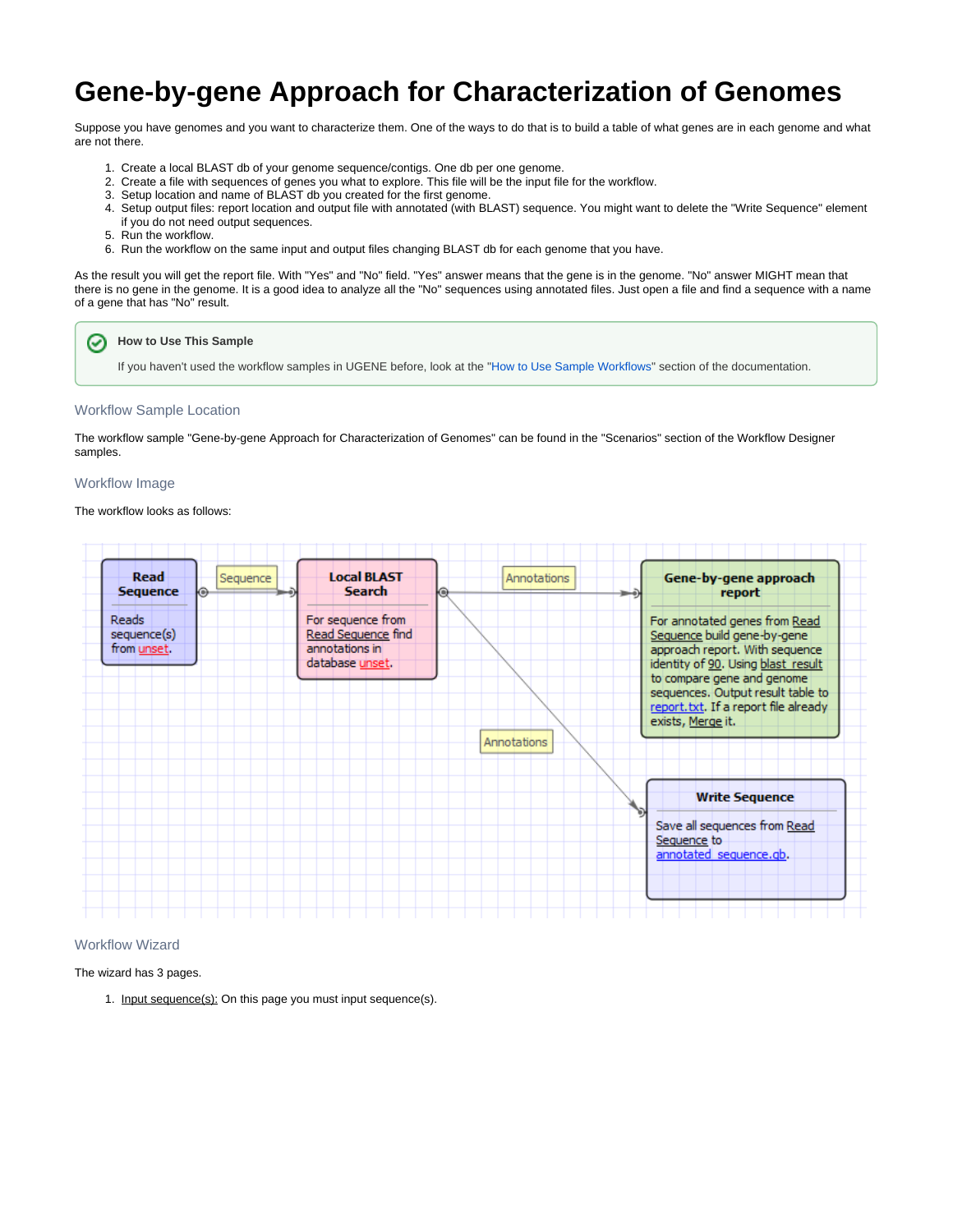# Gene-by-gene Approach for Characterization of Genomes

Suppose you have genomes and you want to characterize them. One of the ways to do that is to build a table of what genes are in each genome and what are not there.

1. Create a local BLAST db of your genome sequence/contigs. One db per one genome.
2. Create a file with sequences of genes you what to explore. This file will be the input file for the workflow.
3. Setup location and name of BLAST db you created for the first genome.
4. Setup output files: report location and output file with annotated (with BLAST) sequence. You might want to delete the "Write Sequence" element if you do not need output sequences.
5. Run the workflow.
6. Run the workflow on the same input and output files changing BLAST db for each genome that you have.

As the result you will get the report file. With "Yes" and "No" field. "Yes" answer means that the gene is in the genome. "No" answer MIGHT mean that there is no gene in the genome. It is a good idea to analyze all the "No" sequences using annotated files. Just open a file and find a sequence with a name of a gene that has "No" result.

> **How to Use This Sample**
>
> If you haven't used the workflow samples in UGENE before, look at the "How to Use Sample Workflows" section of the documentation.

## Workflow Sample Location

The workflow sample "Gene-by-gene Approach for Characterization of Genomes" can be found in the "Scenarios" section of the Workflow Designer samples.

## Workflow Image

The workflow looks as follows:

**Read Sequence** — Reads sequence(s) from unset.

**Local BLAST Search** — For sequence from Read Sequence find annotations in database unset.

**Gene-by-gene approach report** — For annotated genes from Read Sequence build gene-by-gene approach report. With sequence identity of 90. Using blast_result to compare gene and genome sequences. Output result table to report.txt. If a report file already exists, Merge it.

**Write Sequence** — Save all sequences from Read Sequence to annotated_sequence.gb.

Connections: Read Sequence → (Sequence) → Local BLAST Search; Local BLAST Search → (Annotations) → Gene-by-gene approach report; Local BLAST Search → (Annotations) → Write Sequence.

## Workflow Wizard

The wizard has 3 pages.

1. Input sequence(s): On this page you must input sequence(s).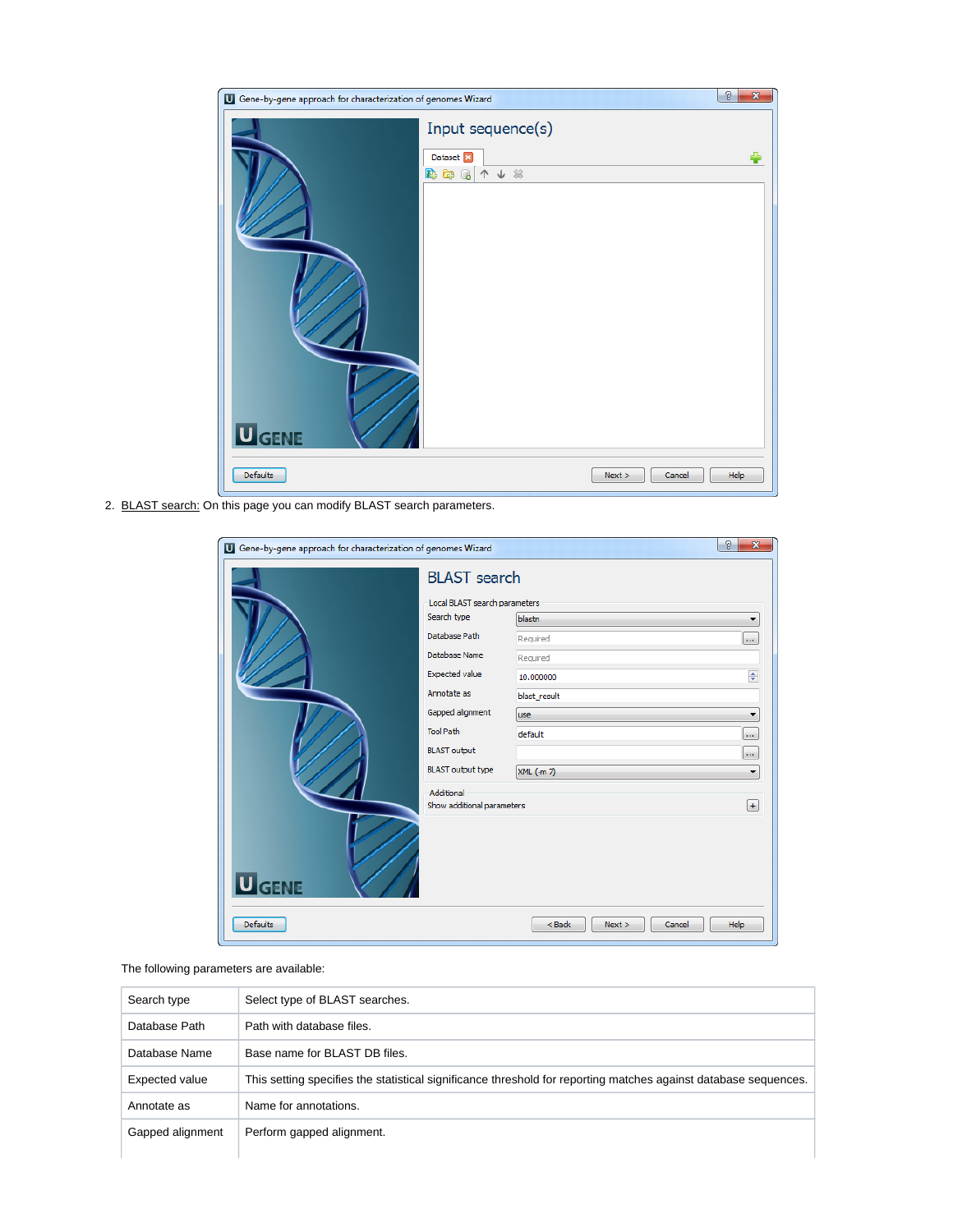2. BLAST search: On this page you can modify BLAST search parameters.

The following parameters are available:

| Search type | Select type of BLAST searches. |
|---|---|
| Database Path | Path with database files. |
| Database Name | Base name for BLAST DB files. |
| Expected value | This setting specifies the statistical significance threshold for reporting matches against database sequences. |
| Annotate as | Name for annotations. |
| Gapped alignment | Perform gapped alignment. |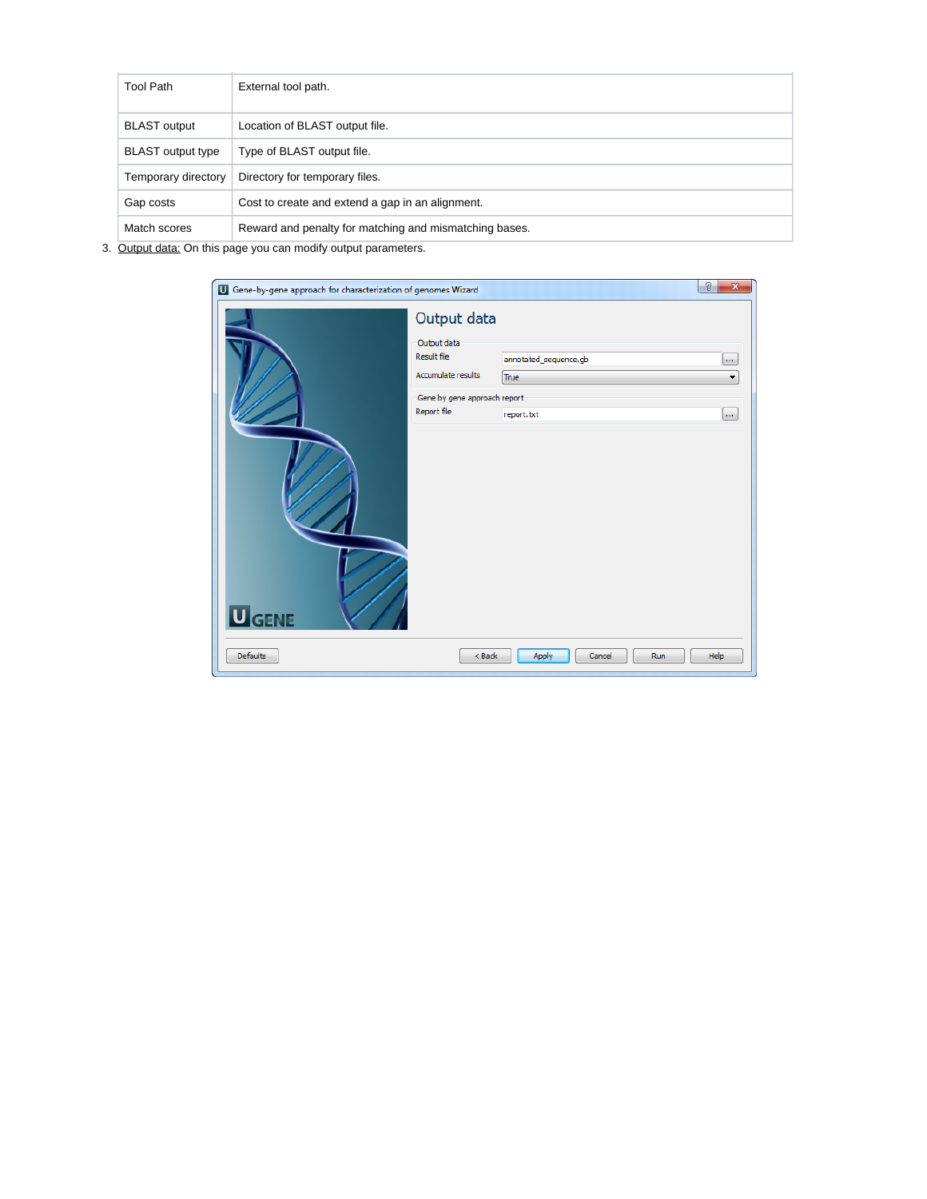| | |
|---|---|
| Tool Path | External tool path. |
| BLAST output | Location of BLAST output file. |
| BLAST output type | Type of BLAST output file. |
| Temporary directory | Directory for temporary files. |
| Gap costs | Cost to create and extend a gap in an alignment. |
| Match scores | Reward and penalty for matching and mismatching bases. |

3. Output data: On this page you can modify output parameters.